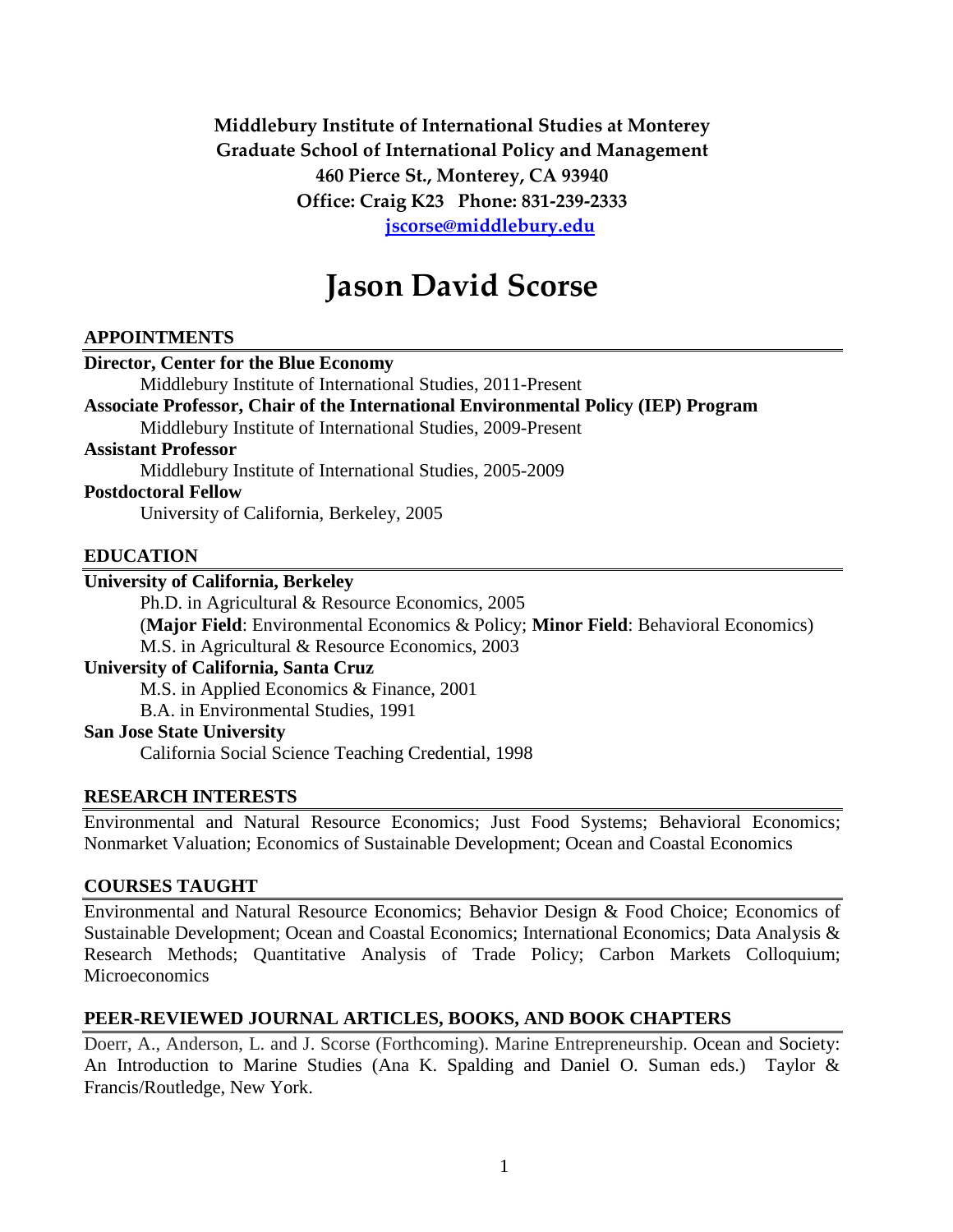**Middlebury Institute of International Studies at Monterey**
**Graduate School of International Policy and Management**
**460 Pierce St., Monterey, CA 93940**
**Office: Craig K23 Phone: 831-239-2333**
**jscorse@middlebury.edu**

# Jason David Scorse

## APPOINTMENTS

**Director, Center for the Blue Economy**
Middlebury Institute of International Studies, 2011-Present

**Associate Professor, Chair of the International Environmental Policy (IEP) Program**
Middlebury Institute of International Studies, 2009-Present

**Assistant Professor**
Middlebury Institute of International Studies, 2005-2009

**Postdoctoral Fellow**
University of California, Berkeley, 2005

## EDUCATION

**University of California, Berkeley**
Ph.D. in Agricultural & Resource Economics, 2005
(**Major Field**: Environmental Economics & Policy; **Minor Field**: Behavioral Economics)
M.S. in Agricultural & Resource Economics, 2003

**University of California, Santa Cruz**
M.S. in Applied Economics & Finance, 2001
B.A. in Environmental Studies, 1991

**San Jose State University**
California Social Science Teaching Credential, 1998

## RESEARCH INTERESTS

Environmental and Natural Resource Economics; Just Food Systems; Behavioral Economics; Nonmarket Valuation; Economics of Sustainable Development; Ocean and Coastal Economics

## COURSES TAUGHT

Environmental and Natural Resource Economics; Behavior Design & Food Choice; Economics of Sustainable Development; Ocean and Coastal Economics; International Economics; Data Analysis & Research Methods; Quantitative Analysis of Trade Policy; Carbon Markets Colloquium; Microeconomics

## PEER-REVIEWED JOURNAL ARTICLES, BOOKS, AND BOOK CHAPTERS

Doerr, A., Anderson, L. and J. Scorse (Forthcoming). Marine Entrepreneurship. Ocean and Society: An Introduction to Marine Studies (Ana K. Spalding and Daniel O. Suman eds.) Taylor & Francis/Routledge, New York.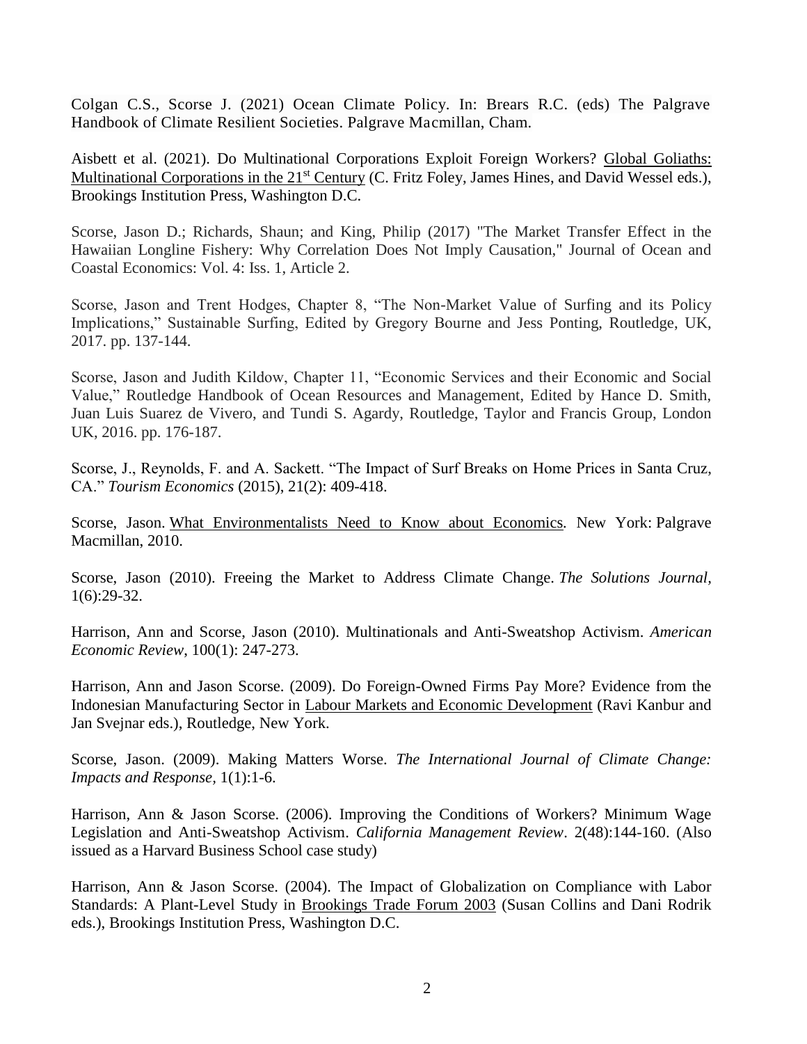Colgan C.S., Scorse J. (2021) Ocean Climate Policy. In: Brears R.C. (eds) The Palgrave Handbook of Climate Resilient Societies. Palgrave Macmillan, Cham.

Aisbett et al. (2021). Do Multinational Corporations Exploit Foreign Workers? Global Goliaths: Multinational Corporations in the 21st Century (C. Fritz Foley, James Hines, and David Wessel eds.), Brookings Institution Press, Washington D.C.

Scorse, Jason D.; Richards, Shaun; and King, Philip (2017) "The Market Transfer Effect in the Hawaiian Longline Fishery: Why Correlation Does Not Imply Causation," Journal of Ocean and Coastal Economics: Vol. 4: Iss. 1, Article 2.

Scorse, Jason and Trent Hodges, Chapter 8, "The Non-Market Value of Surfing and its Policy Implications," Sustainable Surfing, Edited by Gregory Bourne and Jess Ponting, Routledge, UK, 2017. pp. 137-144.

Scorse, Jason and Judith Kildow, Chapter 11, "Economic Services and their Economic and Social Value," Routledge Handbook of Ocean Resources and Management, Edited by Hance D. Smith, Juan Luis Suarez de Vivero, and Tundi S. Agardy, Routledge, Taylor and Francis Group, London UK, 2016. pp. 176-187.

Scorse, J., Reynolds, F. and A. Sackett. "The Impact of Surf Breaks on Home Prices in Santa Cruz, CA." *Tourism Economics* (2015), 21(2): 409-418.

Scorse, Jason. What Environmentalists Need to Know about Economics. New York: Palgrave Macmillan, 2010.

Scorse, Jason (2010). Freeing the Market to Address Climate Change. *The Solutions Journal*, 1(6):29-32.

Harrison, Ann and Scorse, Jason (2010). Multinationals and Anti-Sweatshop Activism. *American Economic Review*, 100(1): 247-273.

Harrison, Ann and Jason Scorse. (2009). Do Foreign-Owned Firms Pay More? Evidence from the Indonesian Manufacturing Sector in Labour Markets and Economic Development (Ravi Kanbur and Jan Svejnar eds.), Routledge, New York.

Scorse, Jason. (2009). Making Matters Worse. *The International Journal of Climate Change: Impacts and Response*, 1(1):1-6.

Harrison, Ann & Jason Scorse. (2006). Improving the Conditions of Workers? Minimum Wage Legislation and Anti-Sweatshop Activism. *California Management Review*. 2(48):144-160. (Also issued as a Harvard Business School case study)

Harrison, Ann & Jason Scorse. (2004). The Impact of Globalization on Compliance with Labor Standards: A Plant-Level Study in Brookings Trade Forum 2003 (Susan Collins and Dani Rodrik eds.), Brookings Institution Press, Washington D.C.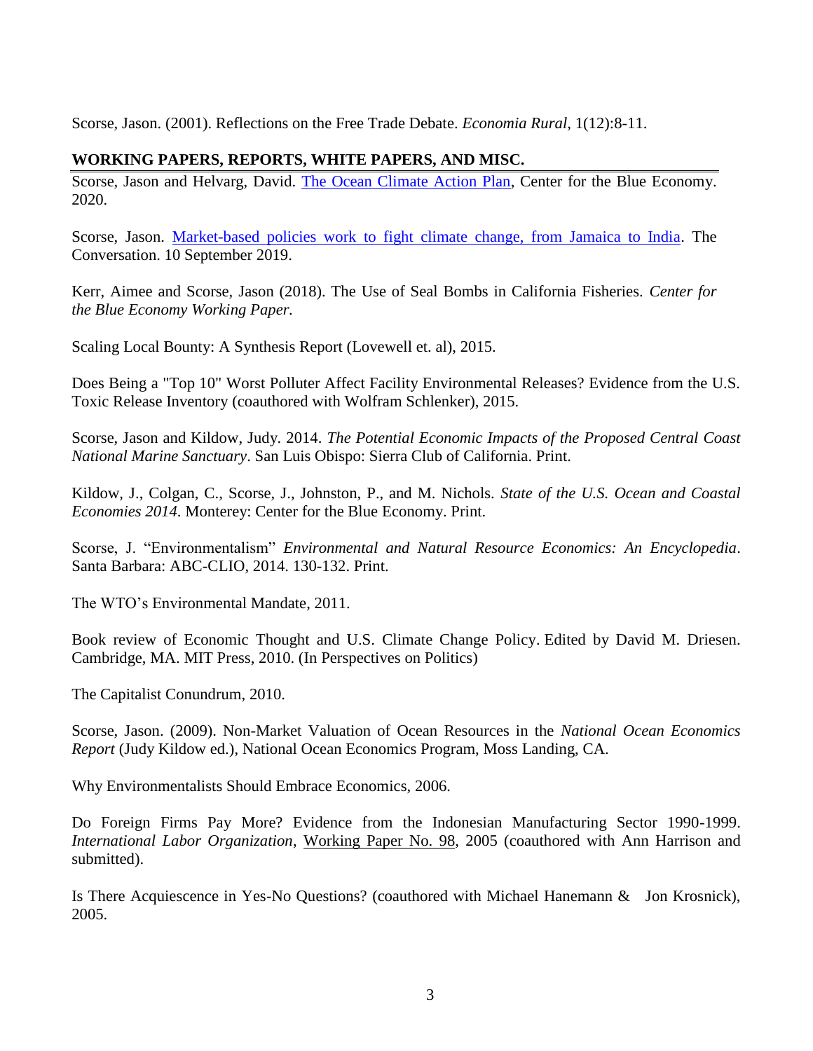Scorse, Jason. (2001). Reflections on the Free Trade Debate. *Economia Rural*, 1(12):8-11.

## WORKING PAPERS, REPORTS, WHITE PAPERS, AND MISC.

Scorse, Jason and Helvarg, David. The Ocean Climate Action Plan, Center for the Blue Economy. 2020.

Scorse, Jason. Market-based policies work to fight climate change, from Jamaica to India. The Conversation. 10 September 2019.

Kerr, Aimee and Scorse, Jason (2018). The Use of Seal Bombs in California Fisheries. *Center for the Blue Economy Working Paper.*

Scaling Local Bounty: A Synthesis Report (Lovewell et. al), 2015.

Does Being a "Top 10" Worst Polluter Affect Facility Environmental Releases? Evidence from the U.S. Toxic Release Inventory (coauthored with Wolfram Schlenker), 2015.

Scorse, Jason and Kildow, Judy. 2014. *The Potential Economic Impacts of the Proposed Central Coast National Marine Sanctuary*. San Luis Obispo: Sierra Club of California. Print.

Kildow, J., Colgan, C., Scorse, J., Johnston, P., and M. Nichols. *State of the U.S. Ocean and Coastal Economies 2014*. Monterey: Center for the Blue Economy. Print.

Scorse, J. "Environmentalism" *Environmental and Natural Resource Economics: An Encyclopedia*. Santa Barbara: ABC-CLIO, 2014. 130-132. Print.

The WTO's Environmental Mandate, 2011.

Book review of Economic Thought and U.S. Climate Change Policy. Edited by David M. Driesen. Cambridge, MA. MIT Press, 2010. (In Perspectives on Politics)

The Capitalist Conundrum, 2010.

Scorse, Jason. (2009). Non-Market Valuation of Ocean Resources in the *National Ocean Economics Report* (Judy Kildow ed.), National Ocean Economics Program, Moss Landing, CA.

Why Environmentalists Should Embrace Economics, 2006.

Do Foreign Firms Pay More? Evidence from the Indonesian Manufacturing Sector 1990-1999. *International Labor Organization*, Working Paper No. 98, 2005 (coauthored with Ann Harrison and submitted).

Is There Acquiescence in Yes-No Questions? (coauthored with Michael Hanemann & Jon Krosnick), 2005.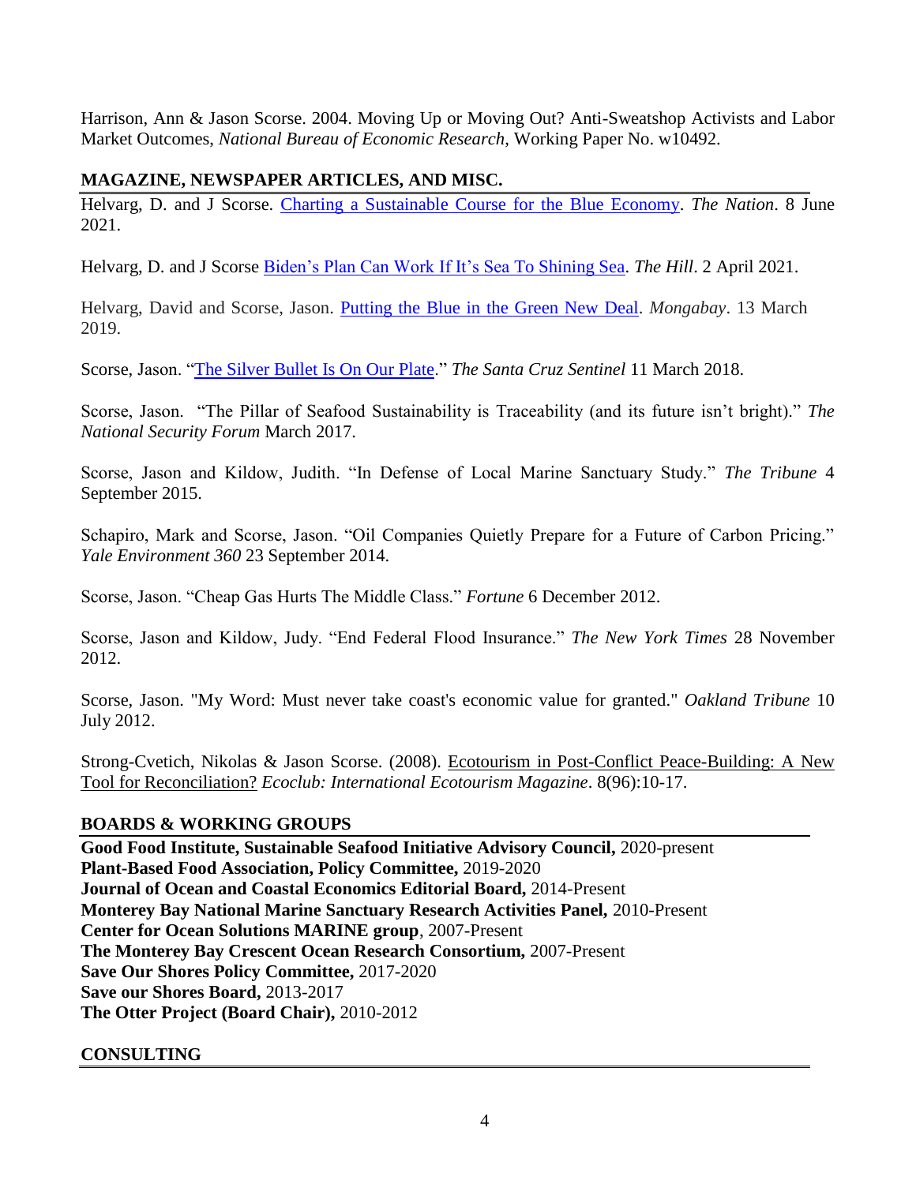Harrison, Ann & Jason Scorse. 2004. Moving Up or Moving Out? Anti-Sweatshop Activists and Labor Market Outcomes, *National Bureau of Economic Research*, Working Paper No. w10492.

## MAGAZINE, NEWSPAPER ARTICLES, AND MISC.

Helvarg, D. and J Scorse. Charting a Sustainable Course for the Blue Economy. *The Nation*. 8 June 2021.

Helvarg, D. and J Scorse Biden's Plan Can Work If It's Sea To Shining Sea. *The Hill*. 2 April 2021.

Helvarg, David and Scorse, Jason. Putting the Blue in the Green New Deal. *Mongabay*. 13 March 2019.

Scorse, Jason. "The Silver Bullet Is On Our Plate." *The Santa Cruz Sentinel* 11 March 2018.

Scorse, Jason. "The Pillar of Seafood Sustainability is Traceability (and its future isn't bright)." *The National Security Forum* March 2017.

Scorse, Jason and Kildow, Judith. "In Defense of Local Marine Sanctuary Study." *The Tribune* 4 September 2015.

Schapiro, Mark and Scorse, Jason. "Oil Companies Quietly Prepare for a Future of Carbon Pricing." *Yale Environment 360* 23 September 2014.

Scorse, Jason. "Cheap Gas Hurts The Middle Class." *Fortune* 6 December 2012.

Scorse, Jason and Kildow, Judy. "End Federal Flood Insurance." *The New York Times* 28 November 2012.

Scorse, Jason. "My Word: Must never take coast's economic value for granted." *Oakland Tribune* 10 July 2012.

Strong-Cvetich, Nikolas & Jason Scorse. (2008). Ecotourism in Post-Conflict Peace-Building: A New Tool for Reconciliation? *Ecoclub: International Ecotourism Magazine*. 8(96):10-17.

## BOARDS & WORKING GROUPS

**Good Food Institute, Sustainable Seafood Initiative Advisory Council,** 2020-present
**Plant-Based Food Association, Policy Committee,** 2019-2020
**Journal of Ocean and Coastal Economics Editorial Board,** 2014-Present
**Monterey Bay National Marine Sanctuary Research Activities Panel,** 2010-Present
**Center for Ocean Solutions MARINE group**, 2007-Present
**The Monterey Bay Crescent Ocean Research Consortium,** 2007-Present
**Save Our Shores Policy Committee,** 2017-2020
**Save our Shores Board,** 2013-2017
**The Otter Project (Board Chair),** 2010-2012

## CONSULTING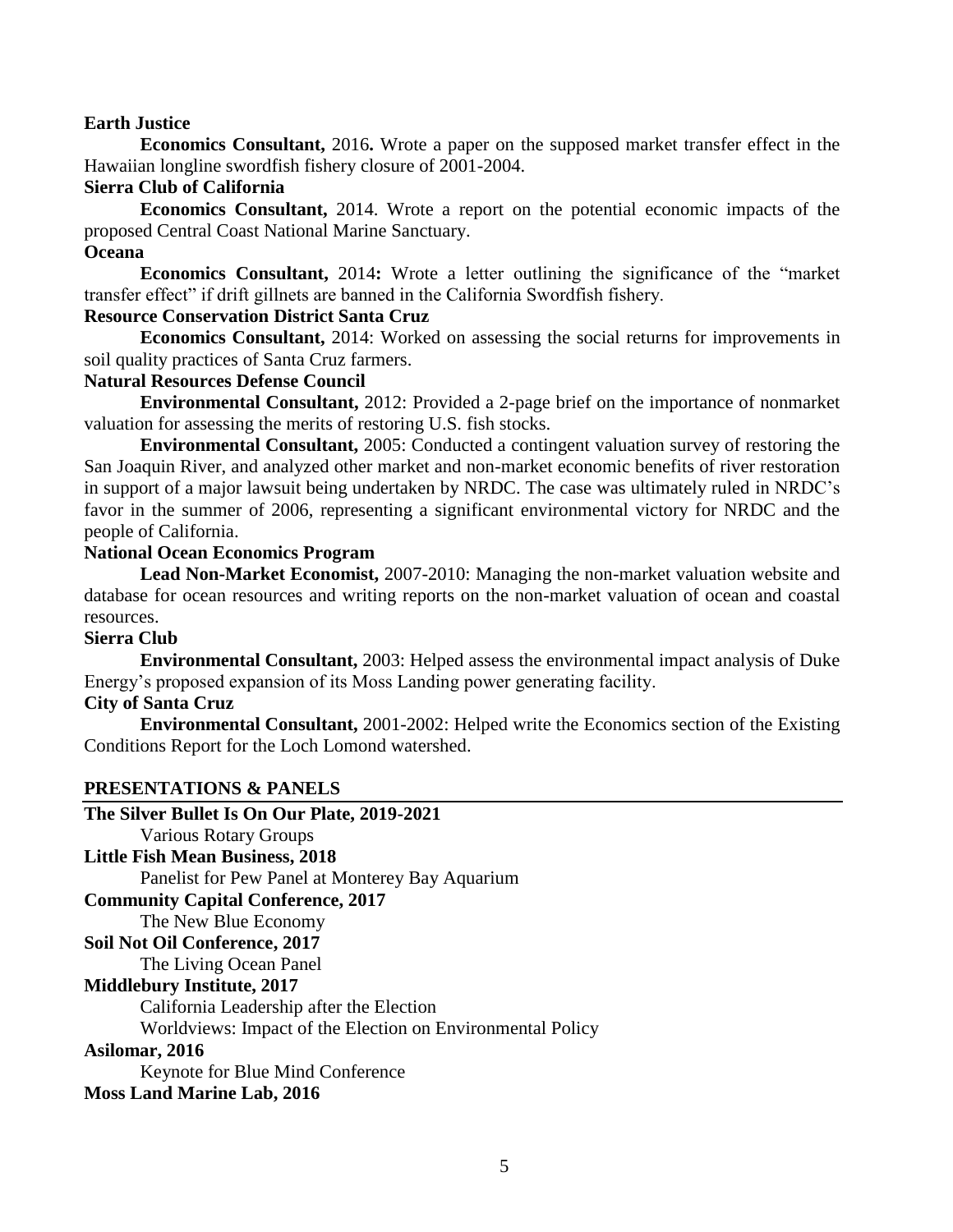**Earth Justice**

**Economics Consultant,** 2016**.** Wrote a paper on the supposed market transfer effect in the Hawaiian longline swordfish fishery closure of 2001-2004.

**Sierra Club of California**

**Economics Consultant,** 2014. Wrote a report on the potential economic impacts of the proposed Central Coast National Marine Sanctuary.

**Oceana**

**Economics Consultant,** 2014**:** Wrote a letter outlining the significance of the "market transfer effect" if drift gillnets are banned in the California Swordfish fishery.

**Resource Conservation District Santa Cruz**

**Economics Consultant,** 2014: Worked on assessing the social returns for improvements in soil quality practices of Santa Cruz farmers.

**Natural Resources Defense Council**

**Environmental Consultant,** 2012: Provided a 2-page brief on the importance of nonmarket valuation for assessing the merits of restoring U.S. fish stocks.

**Environmental Consultant,** 2005: Conducted a contingent valuation survey of restoring the San Joaquin River, and analyzed other market and non-market economic benefits of river restoration in support of a major lawsuit being undertaken by NRDC. The case was ultimately ruled in NRDC's favor in the summer of 2006, representing a significant environmental victory for NRDC and the people of California.

**National Ocean Economics Program**

**Lead Non-Market Economist,** 2007-2010: Managing the non-market valuation website and database for ocean resources and writing reports on the non-market valuation of ocean and coastal resources.

**Sierra Club**

**Environmental Consultant,** 2003: Helped assess the environmental impact analysis of Duke Energy's proposed expansion of its Moss Landing power generating facility.

**City of Santa Cruz**

**Environmental Consultant,** 2001-2002: Helped write the Economics section of the Existing Conditions Report for the Loch Lomond watershed.

## PRESENTATIONS & PANELS

**The Silver Bullet Is On Our Plate, 2019-2021**

Various Rotary Groups

**Little Fish Mean Business, 2018**

Panelist for Pew Panel at Monterey Bay Aquarium

**Community Capital Conference, 2017**

The New Blue Economy

**Soil Not Oil Conference, 2017**

The Living Ocean Panel

**Middlebury Institute, 2017**

California Leadership after the Election

Worldviews: Impact of the Election on Environmental Policy

**Asilomar, 2016**

Keynote for Blue Mind Conference

**Moss Land Marine Lab, 2016**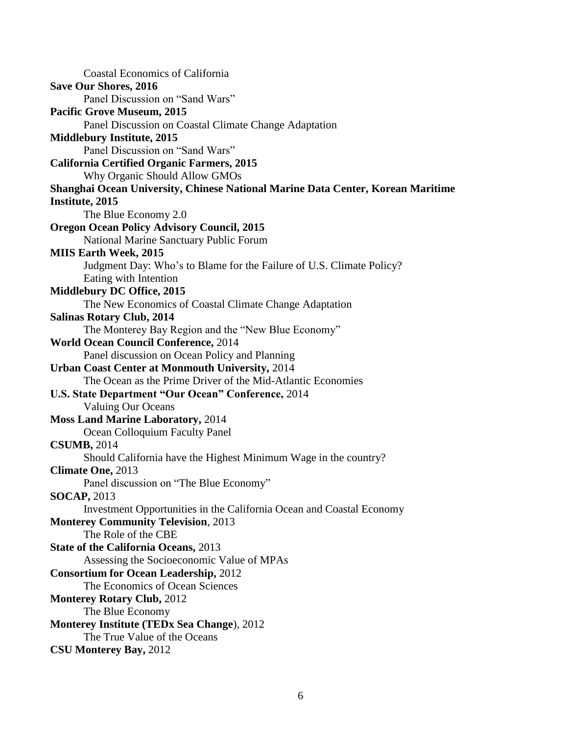Coastal Economics of California

**Save Our Shores, 2016**
Panel Discussion on "Sand Wars"

**Pacific Grove Museum, 2015**
Panel Discussion on Coastal Climate Change Adaptation

**Middlebury Institute, 2015**
Panel Discussion on "Sand Wars"

**California Certified Organic Farmers, 2015**
Why Organic Should Allow GMOs

**Shanghai Ocean University, Chinese National Marine Data Center, Korean Maritime Institute, 2015**
The Blue Economy 2.0

**Oregon Ocean Policy Advisory Council, 2015**
National Marine Sanctuary Public Forum

**MIIS Earth Week, 2015**
Judgment Day: Who's to Blame for the Failure of U.S. Climate Policy?
Eating with Intention

**Middlebury DC Office, 2015**
The New Economics of Coastal Climate Change Adaptation

**Salinas Rotary Club, 2014**
The Monterey Bay Region and the "New Blue Economy"

**World Ocean Council Conference,** 2014
Panel discussion on Ocean Policy and Planning

**Urban Coast Center at Monmouth University,** 2014
The Ocean as the Prime Driver of the Mid-Atlantic Economies

**U.S. State Department "Our Ocean" Conference,** 2014
Valuing Our Oceans

**Moss Land Marine Laboratory,** 2014
Ocean Colloquium Faculty Panel

**CSUMB,** 2014
Should California have the Highest Minimum Wage in the country?

**Climate One,** 2013
Panel discussion on "The Blue Economy"

**SOCAP,** 2013
Investment Opportunities in the California Ocean and Coastal Economy

**Monterey Community Television**, 2013
The Role of the CBE

**State of the California Oceans,** 2013
Assessing the Socioeconomic Value of MPAs

**Consortium for Ocean Leadership,** 2012
The Economics of Ocean Sciences

**Monterey Rotary Club,** 2012
The Blue Economy

**Monterey Institute (TEDx Sea Change**), 2012
The True Value of the Oceans

**CSU Monterey Bay,** 2012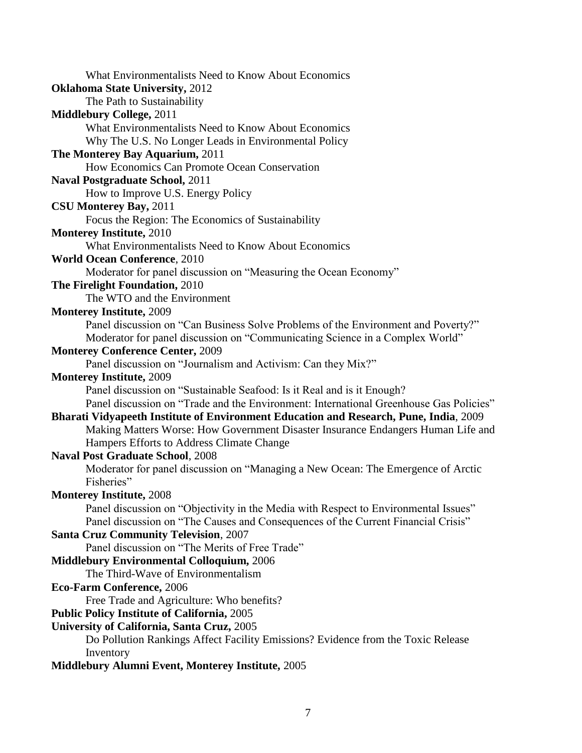What Environmentalists Need to Know About Economics

**Oklahoma State University,** 2012

The Path to Sustainability

**Middlebury College,** 2011

What Environmentalists Need to Know About Economics

Why The U.S. No Longer Leads in Environmental Policy

**The Monterey Bay Aquarium,** 2011

How Economics Can Promote Ocean Conservation

**Naval Postgraduate School,** 2011

How to Improve U.S. Energy Policy

**CSU Monterey Bay,** 2011

Focus the Region: The Economics of Sustainability

**Monterey Institute,** 2010

What Environmentalists Need to Know About Economics

**World Ocean Conference**, 2010

Moderator for panel discussion on "Measuring the Ocean Economy"

**The Firelight Foundation,** 2010

The WTO and the Environment

**Monterey Institute,** 2009

Panel discussion on "Can Business Solve Problems of the Environment and Poverty?"

Moderator for panel discussion on "Communicating Science in a Complex World"

**Monterey Conference Center,** 2009

Panel discussion on "Journalism and Activism: Can they Mix?"

**Monterey Institute,** 2009

Panel discussion on "Sustainable Seafood: Is it Real and is it Enough?

Panel discussion on "Trade and the Environment: International Greenhouse Gas Policies"

**Bharati Vidyapeeth Institute of Environment Education and Research, Pune, India**, 2009

Making Matters Worse: How Government Disaster Insurance Endangers Human Life and Hampers Efforts to Address Climate Change

**Naval Post Graduate School**, 2008

Moderator for panel discussion on "Managing a New Ocean: The Emergence of Arctic Fisheries"

**Monterey Institute,** 2008

Panel discussion on "Objectivity in the Media with Respect to Environmental Issues"

Panel discussion on "The Causes and Consequences of the Current Financial Crisis"

**Santa Cruz Community Television**, 2007

Panel discussion on "The Merits of Free Trade"

**Middlebury Environmental Colloquium,** 2006

The Third-Wave of Environmentalism

**Eco-Farm Conference,** 2006

Free Trade and Agriculture: Who benefits?

**Public Policy Institute of California,** 2005

**University of California, Santa Cruz,** 2005

Do Pollution Rankings Affect Facility Emissions? Evidence from the Toxic Release Inventory

**Middlebury Alumni Event, Monterey Institute,** 2005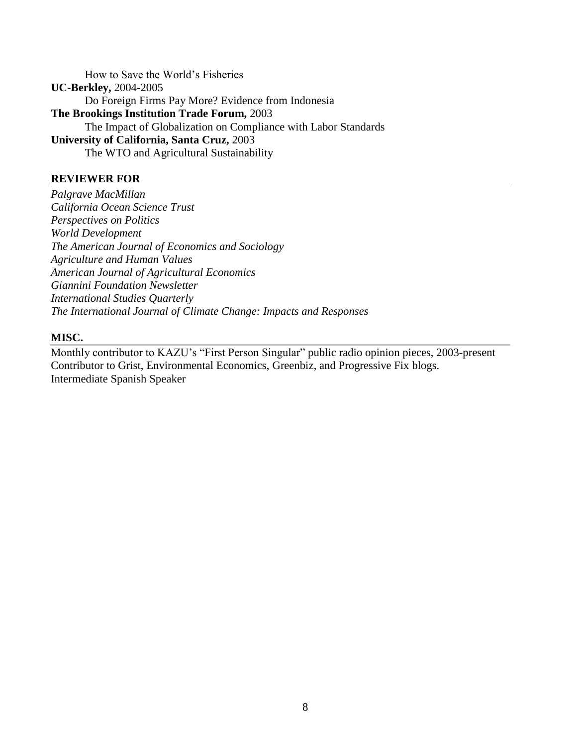How to Save the World's Fisheries

**UC-Berkley,** 2004-2005

Do Foreign Firms Pay More? Evidence from Indonesia

**The Brookings Institution Trade Forum,** 2003

The Impact of Globalization on Compliance with Labor Standards

**University of California, Santa Cruz,** 2003

The WTO and Agricultural Sustainability

## REVIEWER FOR

*Palgrave MacMillan*
*California Ocean Science Trust*
*Perspectives on Politics*
*World Development*
*The American Journal of Economics and Sociology*
*Agriculture and Human Values*
*American Journal of Agricultural Economics*
*Giannini Foundation Newsletter*
*International Studies Quarterly*
*The International Journal of Climate Change: Impacts and Responses*

## MISC.

Monthly contributor to KAZU's "First Person Singular" public radio opinion pieces, 2003-present
Contributor to Grist, Environmental Economics, Greenbiz, and Progressive Fix blogs.
Intermediate Spanish Speaker